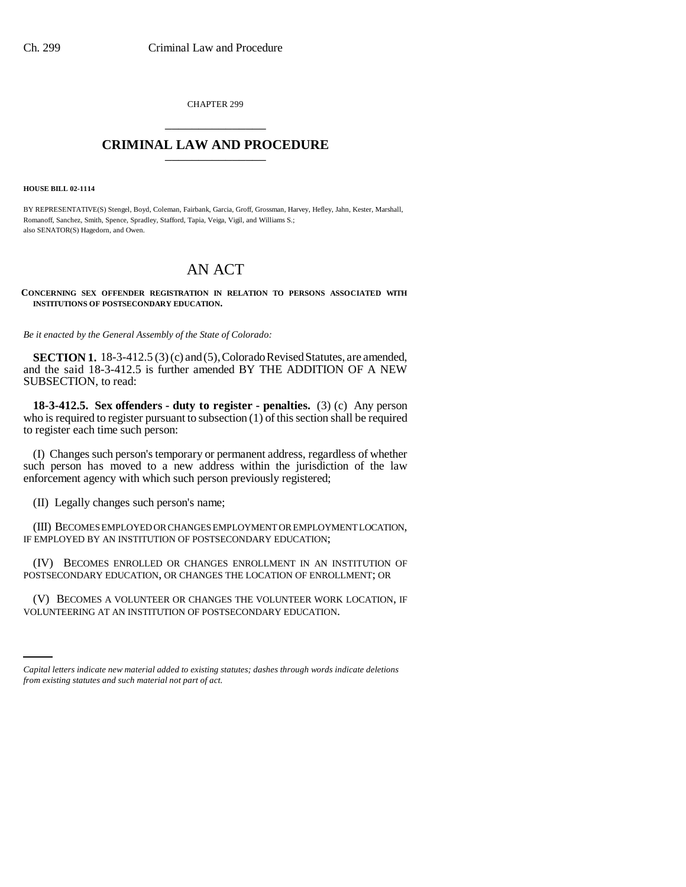CHAPTER 299

## CRIMINAL LAW AND PROCEDURE

**HOUSE BILL 02-1114**

BY REPRESENTATIVE(S) Stengel, Boyd, Coleman, Fairbank, Garcia, Groff, Grossman, Harvey, Hefley, Jahn, Kester, Marshall, Romanoff, Sanchez, Smith, Spence, Spradley, Stafford, Tapia, Veiga, Vigil, and Williams S.; also SENATOR(S) Hagedorn, and Owen.

# AN ACT

**CONCERNING SEX OFFENDER REGISTRATION IN RELATION TO PERSONS ASSOCIATED WITH INSTITUTIONS OF POSTSECONDARY EDUCATION.**

*Be it enacted by the General Assembly of the State of Colorado:*

**SECTION 1.** 18-3-412.5 (3) (c) and (5), Colorado Revised Statutes, are amended, and the said 18-3-412.5 is further amended BY THE ADDITION OF A NEW SUBSECTION, to read:

**18-3-412.5. Sex offenders - duty to register - penalties.** (3) (c) Any person who is required to register pursuant to subsection (1) of this section shall be required to register each time such person:

(I) Changes such person's temporary or permanent address, regardless of whether such person has moved to a new address within the jurisdiction of the law enforcement agency with which such person previously registered;

(II) Legally changes such person's name;

(III) BECOMES EMPLOYED OR CHANGES EMPLOYMENT OR EMPLOYMENT LOCATION, IF EMPLOYED BY AN INSTITUTION OF POSTSECONDARY EDUCATION;

(IV) BECOMES ENROLLED OR CHANGES ENROLLMENT IN AN INSTITUTION OF POSTSECONDARY EDUCATION, OR CHANGES THE LOCATION OF ENROLLMENT; OR

(V) BECOMES A VOLUNTEER OR CHANGES THE VOLUNTEER WORK LOCATION, IF VOLUNTEERING AT AN INSTITUTION OF POSTSECONDARY EDUCATION.

*Capital letters indicate new material added to existing statutes; dashes through words indicate deletions from existing statutes and such material not part of act.*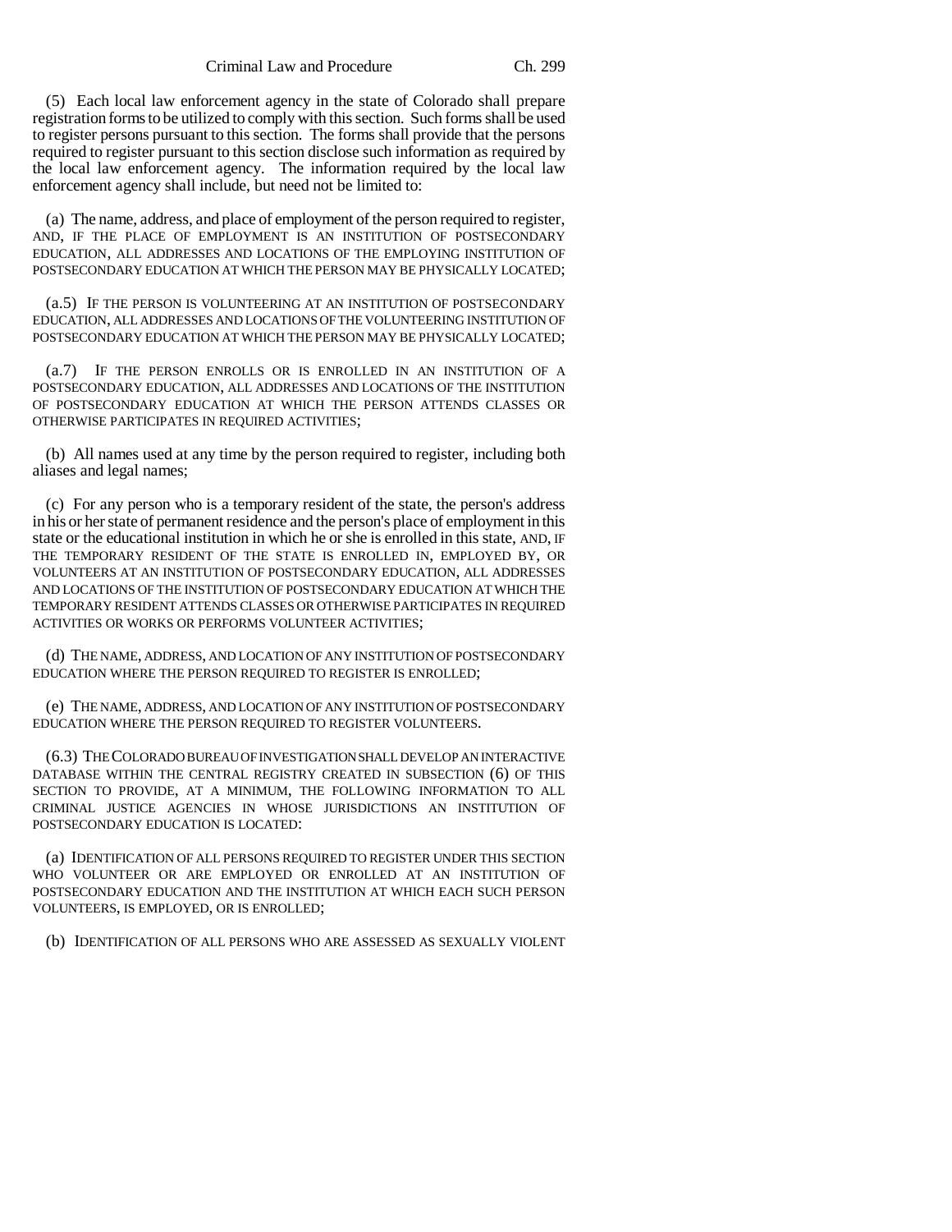(5) Each local law enforcement agency in the state of Colorado shall prepare registration forms to be utilized to comply with this section. Such forms shall be used to register persons pursuant to this section. The forms shall provide that the persons required to register pursuant to this section disclose such information as required by the local law enforcement agency. The information required by the local law enforcement agency shall include, but need not be limited to:

(a) The name, address, and place of employment of the person required to register, AND, IF THE PLACE OF EMPLOYMENT IS AN INSTITUTION OF POSTSECONDARY EDUCATION, ALL ADDRESSES AND LOCATIONS OF THE EMPLOYING INSTITUTION OF POSTSECONDARY EDUCATION AT WHICH THE PERSON MAY BE PHYSICALLY LOCATED;

(a.5) IF THE PERSON IS VOLUNTEERING AT AN INSTITUTION OF POSTSECONDARY EDUCATION, ALL ADDRESSES AND LOCATIONS OF THE VOLUNTEERING INSTITUTION OF POSTSECONDARY EDUCATION AT WHICH THE PERSON MAY BE PHYSICALLY LOCATED;

(a.7) IF THE PERSON ENROLLS OR IS ENROLLED IN AN INSTITUTION OF A POSTSECONDARY EDUCATION, ALL ADDRESSES AND LOCATIONS OF THE INSTITUTION OF POSTSECONDARY EDUCATION AT WHICH THE PERSON ATTENDS CLASSES OR OTHERWISE PARTICIPATES IN REQUIRED ACTIVITIES;

(b) All names used at any time by the person required to register, including both aliases and legal names;

(c) For any person who is a temporary resident of the state, the person's address in his or her state of permanent residence and the person's place of employment in this state or the educational institution in which he or she is enrolled in this state, AND, IF THE TEMPORARY RESIDENT OF THE STATE IS ENROLLED IN, EMPLOYED BY, OR VOLUNTEERS AT AN INSTITUTION OF POSTSECONDARY EDUCATION, ALL ADDRESSES AND LOCATIONS OF THE INSTITUTION OF POSTSECONDARY EDUCATION AT WHICH THE TEMPORARY RESIDENT ATTENDS CLASSES OR OTHERWISE PARTICIPATES IN REQUIRED ACTIVITIES OR WORKS OR PERFORMS VOLUNTEER ACTIVITIES;

(d) THE NAME, ADDRESS, AND LOCATION OF ANY INSTITUTION OF POSTSECONDARY EDUCATION WHERE THE PERSON REQUIRED TO REGISTER IS ENROLLED;

(e) THE NAME, ADDRESS, AND LOCATION OF ANY INSTITUTION OF POSTSECONDARY EDUCATION WHERE THE PERSON REQUIRED TO REGISTER VOLUNTEERS.

(6.3) THE COLORADO BUREAU OF INVESTIGATION SHALL DEVELOP AN INTERACTIVE DATABASE WITHIN THE CENTRAL REGISTRY CREATED IN SUBSECTION (6) OF THIS SECTION TO PROVIDE, AT A MINIMUM, THE FOLLOWING INFORMATION TO ALL CRIMINAL JUSTICE AGENCIES IN WHOSE JURISDICTIONS AN INSTITUTION OF POSTSECONDARY EDUCATION IS LOCATED:

(a) IDENTIFICATION OF ALL PERSONS REQUIRED TO REGISTER UNDER THIS SECTION WHO VOLUNTEER OR ARE EMPLOYED OR ENROLLED AT AN INSTITUTION OF POSTSECONDARY EDUCATION AND THE INSTITUTION AT WHICH EACH SUCH PERSON VOLUNTEERS, IS EMPLOYED, OR IS ENROLLED;

(b) IDENTIFICATION OF ALL PERSONS WHO ARE ASSESSED AS SEXUALLY VIOLENT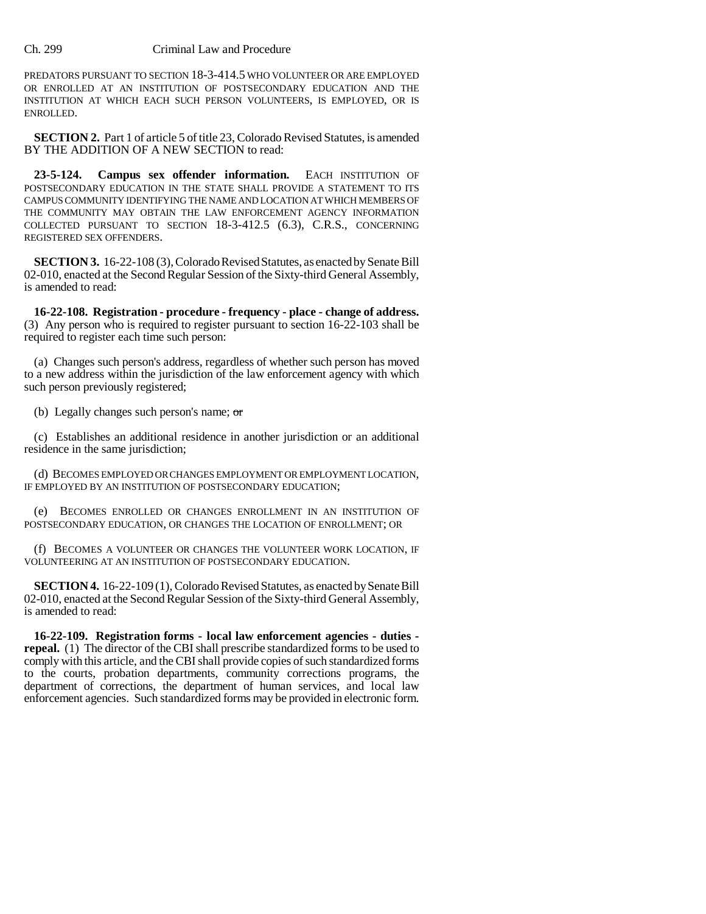PREDATORS PURSUANT TO SECTION 18-3-414.5 WHO VOLUNTEER OR ARE EMPLOYED OR ENROLLED AT AN INSTITUTION OF POSTSECONDARY EDUCATION AND THE INSTITUTION AT WHICH EACH SUCH PERSON VOLUNTEERS, IS EMPLOYED, OR IS ENROLLED.

**SECTION 2.** Part 1 of article 5 of title 23, Colorado Revised Statutes, is amended BY THE ADDITION OF A NEW SECTION to read:

**23-5-124. Campus sex offender information.** EACH INSTITUTION OF POSTSECONDARY EDUCATION IN THE STATE SHALL PROVIDE A STATEMENT TO ITS CAMPUS COMMUNITY IDENTIFYING THE NAME AND LOCATION AT WHICH MEMBERS OF THE COMMUNITY MAY OBTAIN THE LAW ENFORCEMENT AGENCY INFORMATION COLLECTED PURSUANT TO SECTION 18-3-412.5 (6.3), C.R.S., CONCERNING REGISTERED SEX OFFENDERS.

**SECTION 3.** 16-22-108 (3), Colorado Revised Statutes, as enacted by Senate Bill 02-010, enacted at the Second Regular Session of the Sixty-third General Assembly, is amended to read:

**16-22-108. Registration - procedure - frequency - place - change of address.** (3) Any person who is required to register pursuant to section 16-22-103 shall be required to register each time such person:

(a) Changes such person's address, regardless of whether such person has moved to a new address within the jurisdiction of the law enforcement agency with which such person previously registered;

(b) Legally changes such person's name; ~~or~~

(c) Establishes an additional residence in another jurisdiction or an additional residence in the same jurisdiction;

(d) BECOMES EMPLOYED OR CHANGES EMPLOYMENT OR EMPLOYMENT LOCATION, IF EMPLOYED BY AN INSTITUTION OF POSTSECONDARY EDUCATION;

(e) BECOMES ENROLLED OR CHANGES ENROLLMENT IN AN INSTITUTION OF POSTSECONDARY EDUCATION, OR CHANGES THE LOCATION OF ENROLLMENT; OR

(f) BECOMES A VOLUNTEER OR CHANGES THE VOLUNTEER WORK LOCATION, IF VOLUNTEERING AT AN INSTITUTION OF POSTSECONDARY EDUCATION.

**SECTION 4.** 16-22-109 (1), Colorado Revised Statutes, as enacted by Senate Bill 02-010, enacted at the Second Regular Session of the Sixty-third General Assembly, is amended to read:

**16-22-109. Registration forms - local law enforcement agencies - duties - repeal.** (1) The director of the CBI shall prescribe standardized forms to be used to comply with this article, and the CBI shall provide copies of such standardized forms to the courts, probation departments, community corrections programs, the department of corrections, the department of human services, and local law enforcement agencies. Such standardized forms may be provided in electronic form.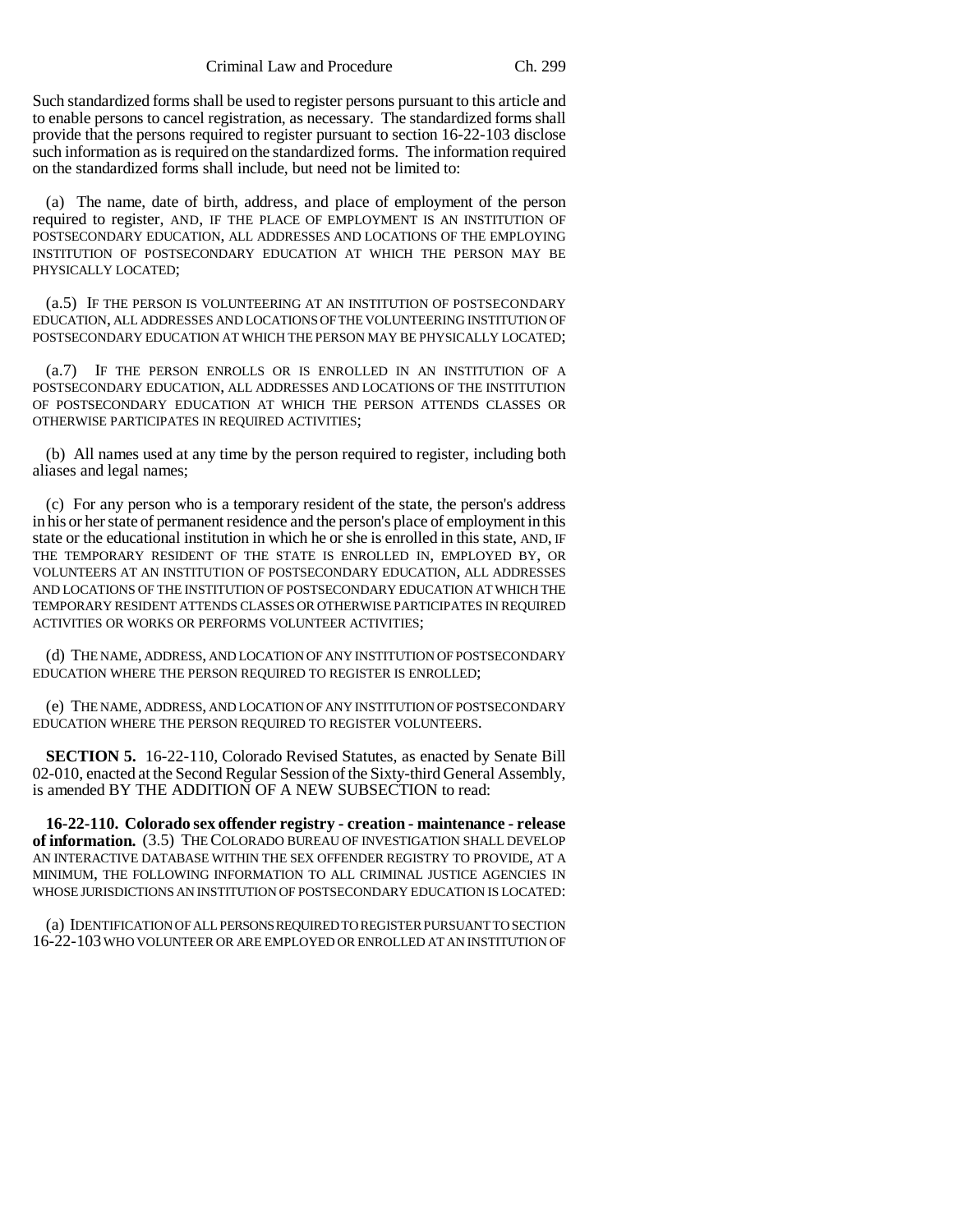Such standardized forms shall be used to register persons pursuant to this article and to enable persons to cancel registration, as necessary. The standardized forms shall provide that the persons required to register pursuant to section 16-22-103 disclose such information as is required on the standardized forms. The information required on the standardized forms shall include, but need not be limited to:

(a) The name, date of birth, address, and place of employment of the person required to register, AND, IF THE PLACE OF EMPLOYMENT IS AN INSTITUTION OF POSTSECONDARY EDUCATION, ALL ADDRESSES AND LOCATIONS OF THE EMPLOYING INSTITUTION OF POSTSECONDARY EDUCATION AT WHICH THE PERSON MAY BE PHYSICALLY LOCATED;

(a.5) IF THE PERSON IS VOLUNTEERING AT AN INSTITUTION OF POSTSECONDARY EDUCATION, ALL ADDRESSES AND LOCATIONS OF THE VOLUNTEERING INSTITUTION OF POSTSECONDARY EDUCATION AT WHICH THE PERSON MAY BE PHYSICALLY LOCATED;

(a.7) IF THE PERSON ENROLLS OR IS ENROLLED IN AN INSTITUTION OF A POSTSECONDARY EDUCATION, ALL ADDRESSES AND LOCATIONS OF THE INSTITUTION OF POSTSECONDARY EDUCATION AT WHICH THE PERSON ATTENDS CLASSES OR OTHERWISE PARTICIPATES IN REQUIRED ACTIVITIES;

(b) All names used at any time by the person required to register, including both aliases and legal names;

(c) For any person who is a temporary resident of the state, the person's address in his or her state of permanent residence and the person's place of employment in this state or the educational institution in which he or she is enrolled in this state, AND, IF THE TEMPORARY RESIDENT OF THE STATE IS ENROLLED IN, EMPLOYED BY, OR VOLUNTEERS AT AN INSTITUTION OF POSTSECONDARY EDUCATION, ALL ADDRESSES AND LOCATIONS OF THE INSTITUTION OF POSTSECONDARY EDUCATION AT WHICH THE TEMPORARY RESIDENT ATTENDS CLASSES OR OTHERWISE PARTICIPATES IN REQUIRED ACTIVITIES OR WORKS OR PERFORMS VOLUNTEER ACTIVITIES;

(d) THE NAME, ADDRESS, AND LOCATION OF ANY INSTITUTION OF POSTSECONDARY EDUCATION WHERE THE PERSON REQUIRED TO REGISTER IS ENROLLED;

(e) THE NAME, ADDRESS, AND LOCATION OF ANY INSTITUTION OF POSTSECONDARY EDUCATION WHERE THE PERSON REQUIRED TO REGISTER VOLUNTEERS.

**SECTION 5.** 16-22-110, Colorado Revised Statutes, as enacted by Senate Bill 02-010, enacted at the Second Regular Session of the Sixty-third General Assembly, is amended BY THE ADDITION OF A NEW SUBSECTION to read:

**16-22-110. Colorado sex offender registry - creation - maintenance - release of information.** (3.5) THE COLORADO BUREAU OF INVESTIGATION SHALL DEVELOP AN INTERACTIVE DATABASE WITHIN THE SEX OFFENDER REGISTRY TO PROVIDE, AT A MINIMUM, THE FOLLOWING INFORMATION TO ALL CRIMINAL JUSTICE AGENCIES IN WHOSE JURISDICTIONS AN INSTITUTION OF POSTSECONDARY EDUCATION IS LOCATED:

(a) IDENTIFICATION OF ALL PERSONS REQUIRED TO REGISTER PURSUANT TO SECTION 16-22-103 WHO VOLUNTEER OR ARE EMPLOYED OR ENROLLED AT AN INSTITUTION OF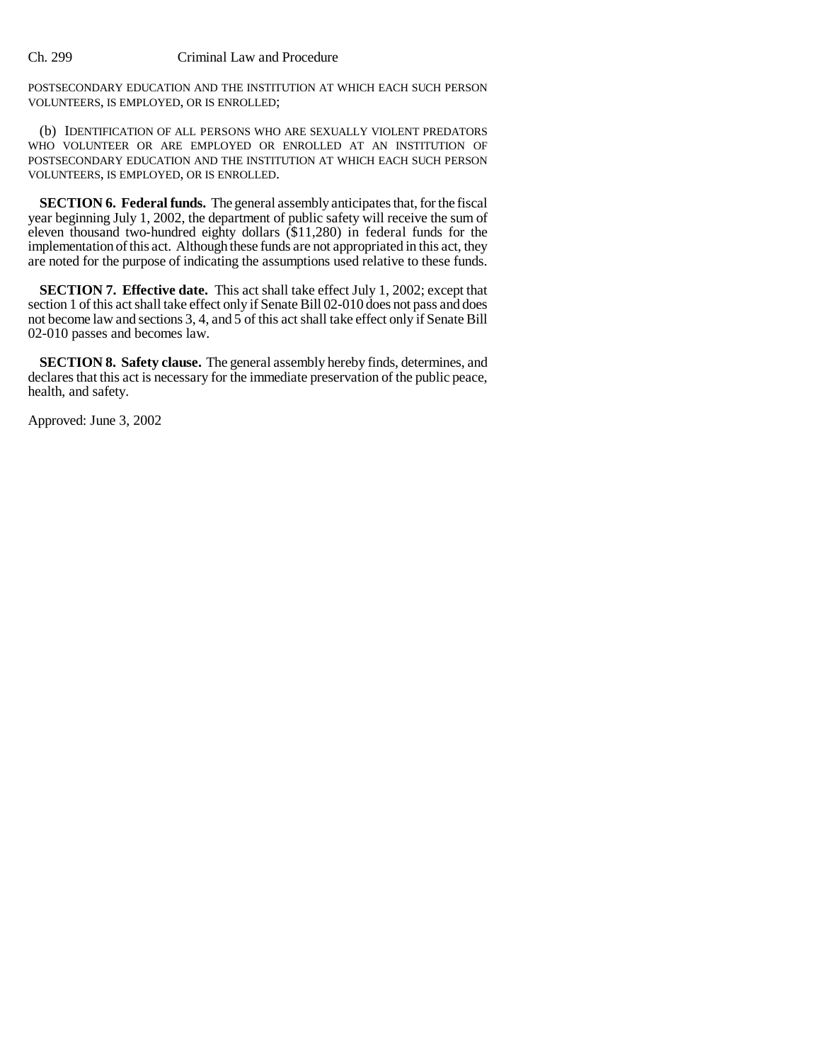POSTSECONDARY EDUCATION AND THE INSTITUTION AT WHICH EACH SUCH PERSON VOLUNTEERS, IS EMPLOYED, OR IS ENROLLED;

(b) IDENTIFICATION OF ALL PERSONS WHO ARE SEXUALLY VIOLENT PREDATORS WHO VOLUNTEER OR ARE EMPLOYED OR ENROLLED AT AN INSTITUTION OF POSTSECONDARY EDUCATION AND THE INSTITUTION AT WHICH EACH SUCH PERSON VOLUNTEERS, IS EMPLOYED, OR IS ENROLLED.

**SECTION 6. Federal funds.** The general assembly anticipates that, for the fiscal year beginning July 1, 2002, the department of public safety will receive the sum of eleven thousand two-hundred eighty dollars ($11,280) in federal funds for the implementation of this act. Although these funds are not appropriated in this act, they are noted for the purpose of indicating the assumptions used relative to these funds.

**SECTION 7. Effective date.** This act shall take effect July 1, 2002; except that section 1 of this act shall take effect only if Senate Bill 02-010 does not pass and does not become law and sections 3, 4, and 5 of this act shall take effect only if Senate Bill 02-010 passes and becomes law.

**SECTION 8. Safety clause.** The general assembly hereby finds, determines, and declares that this act is necessary for the immediate preservation of the public peace, health, and safety.

Approved: June 3, 2002